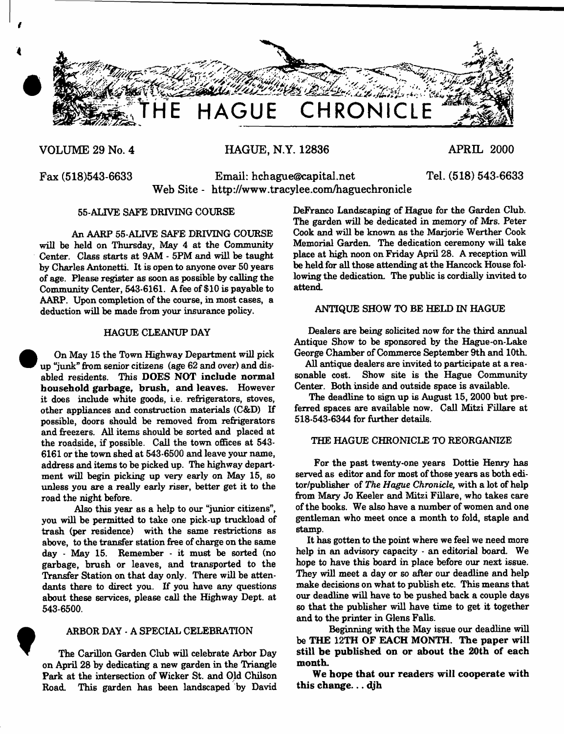# THE HAGUE CHRONICLE

VOLUME 29 No. 4 HAGUE, N.Y. 12836 APRIL 2000

Fax (518)543-6633 Email: hchague@capital.net Tel. (518) 543-6633

Web Site - http://www.tracylee.com/haguechronicle

## 55-ALIVE SAFE DRIVING COURSE

An AARP 55-ALIVE SAFE DRIVING COURSE will be held on Thursday, May 4 at the Community Center. Class starts at 9AM - 5PM and will be taught by Charles Antonetti. It is open to anyone over 50 years of age. Please register as soon as possible by calling the Community Center, 543-6161. A fee of $10 is payable to AARP. Upon completion of the course, in most cases, a deduction will be made from your insurance policy.

## HAGUE CLEANUP DAY

On May 15 the Town Highway Department will pick up "junk" from senior citizens (age 62 and over) and disabled residents. This **DOES NOT include normal household garbage, brush, and leaves.** However it does include white goods, i.e. refrigerators, stoves, other appliances and construction materials (C&D) If possible, doors should be removed from refrigerators and freezers. All items should be sorted and placed at the roadside, if possible. Call the town offices at 543-6161 or the town shed at 543-6500 and leave your name, address and items to be picked up. The highway department will begin picking up very early on May 15, so unless you are a really early riser, better get it to the road the night before.

Also this year as a help to our "junior citizens", you will be permitted to take one pick-up truckload of trash (per residence) with the same restrictions as above, to the transfer station free of charge on the same day - May 15. Remember - it must be sorted (no garbage, brush or leaves, and transported to the Transfer Station on that day only. There will be attendants there to direct you. If you have any questions about these services, please call the Highway Dept. at 543-6500.

## ARBOR DAY - A SPECIAL CELEBRATION

The Carillon Garden Club will celebrate Arbor Day on April 28 by dedicating a new garden in the Triangle Park at the intersection of Wicker St. and Old Chilson Road. This garden has been landscaped by David DeFranco Landscaping of Hague for the Garden Club. The garden will be dedicated in memory of Mrs. Peter Cook and will be known as the Marjorie Werther Cook Memorial Garden. The dedication ceremony will take place at high noon on Friday April 28. A reception will be held for all those attending at the Hancock House following the dedication. The public is cordially invited to attend.

## ANTIQUE SHOW TO BE HELD IN HAGUE

Dealers are being solicited now for the third annual Antique Show to be sponsored by the Hague-on-Lake George Chamber of Commerce September 9th and 10th.

All antique dealers are invited to participate at a reasonable cost. Show site is the Hague Community Center. Both inside and outside space is available.

The deadline to sign up is August 15, 2000 but preferred spaces are available now. Call Mitzi Fillare at 518-543-6344 for further details.

## THE HAGUE CHRONICLE TO REORGANIZE

For the past twenty-one years Dottie Henry has served as editor and for most of those years as both editor/publisher of *The Hague Chronicle*, with a lot of help from Mary Jo Keeler and Mitzi Fillare, who takes care of the books. We also have a number of women and one gentleman who meet once a month to fold, staple and stamp.

It has gotten to the point where we feel we need more help in an advisory capacity - an editorial board. We hope to have this board in place before our next issue. They will meet a day or so after our deadline and help make decisions on what to publish etc. This means that our deadline will have to be pushed back a couple days so that the publisher will have time to get it together and to the printer in Glens Falls.

Beginning with the May issue our deadline will be **THE 12TH OF EACH MONTH. The paper will still be published on or about the 20th of each month.**

**We hope that our readers will cooperate with this change. . . djh**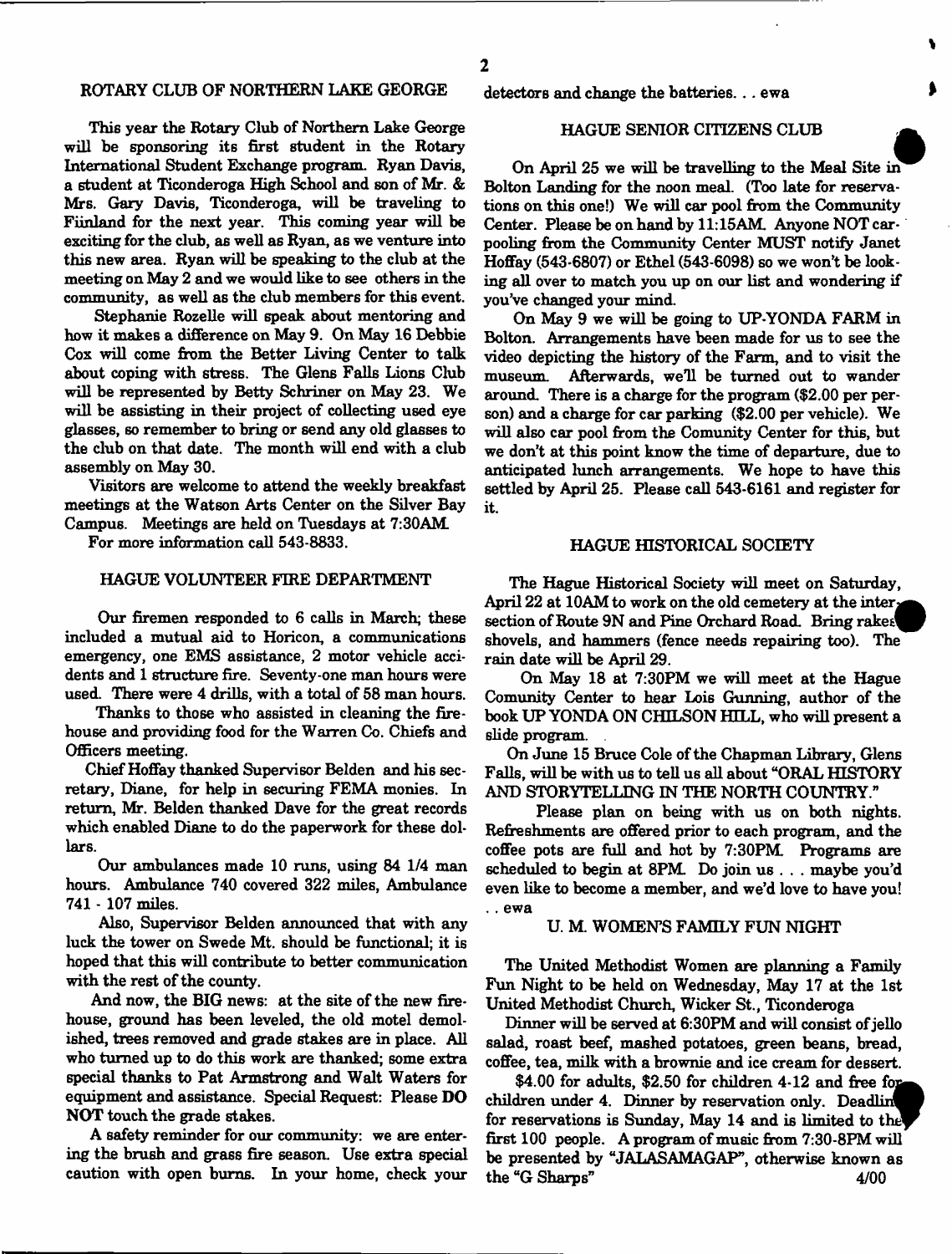## ROTARY CLUB OF NORTHERN LAKE GEORGE

This year the Rotary Club of Northern Lake George will be sponsoring its first student in the Rotary International Student Exchange program. Ryan Davis, a student at Ticonderoga High School and son of Mr. & Mrs. Gary Davis, Ticonderoga, will be traveling to Fiinland for the next year. This coming year will be exciting for the club, as well as Ryan, as we venture into this new area. Ryan will be speaking to the club at the meeting on May 2 and we would like to see others in the community, as well as the club members for this event.

Stephanie Rozelle will speak about mentoring and how it makes a difference on May 9. On May 16 Debbie Cox will come from the Better Living Center to talk about coping with stress. The Glens Falls Lions Club will be represented by Betty Schriner on May 23. We will be assisting in their project of collecting used eye glasses, so remember to bring or send any old glasses to the club on that date. The month will end with a club assembly on May 30.

Visitors are welcome to attend the weekly breakfast meetings at the Watson Arts Center on the Silver Bay Campus. Meetings are held on Tuesdays at 7:30AM.

For more information call 543-8833.

## HAGUE VOLUNTEER FIRE DEPARTMENT

Our firemen responded to 6 calls in March; these included a mutual aid to Horicon, a communications emergency, one EMS assistance, 2 motor vehicle accidents and 1 structure fire. Seventy-one man hours were used. There were 4 drills, with a total of 58 man hours.

Thanks to those who assisted in cleaning the firehouse and providing food for the Warren Co. Chiefs and Officers meeting.

Chief Hoffay thanked Supervisor Belden and his secretary, Diane, for help in securing FEMA monies. In return, Mr. Belden thanked Dave for the great records which enabled Diane to do the paperwork for these dollars.

Our ambulances made 10 runs, using 84 1/4 man hours. Ambulance 740 covered 322 miles, Ambulance 741 - 107 miles.

Also, Supervisor Belden announced that with any luck the tower on Swede Mt. should be functional; it is hoped that this will contribute to better communication with the rest of the county.

And now, the BIG news: at the site of the new firehouse, ground has been leveled, the old motel demolished, trees removed and grade stakes are in place. All who turned up to do this work are thanked; some extra special thanks to Pat Armstrong and Walt Waters for equipment and assistance. Special Request: Please **DO NOT** touch the grade stakes.

A safety reminder for our community: we are entering the brush and grass fire season. Use extra special caution with open burns. In your home, check your detectors and change the batteries. . . ewa

## HAGUE SENIOR CITIZENS CLUB

On April 25 we will be travelling to the Meal Site in Bolton Landing for the noon meal. (Too late for reservations on this one!) We will car pool from the Community Center. Please be on hand by 11:15AM. Anyone NOT carpooling from the Community Center MUST notify Janet Hoffay (543-6807) or Ethel (543-6098) so we won't be looking all over to match you up on our list and wondering if you've changed your mind.

On May 9 we will be going to UP-YONDA FARM in Bolton. Arrangements have been made for us to see the video depicting the history of the Farm, and to visit the museum. Afterwards, we'll be turned out to wander around. There is a charge for the program ($2.00 per person) and a charge for car parking ($2.00 per vehicle). We will also car pool from the Comunity Center for this, but we don't at this point know the time of departure, due to anticipated lunch arrangements. We hope to have this settled by April 25. Please call 543-6161 and register for it.

## HAGUE HISTORICAL SOCIETY

The Hague Historical Society will meet on Saturday, April 22 at 10AM to work on the old cemetery at the intersection of Route 9N and Pine Orchard Road. Bring rakes, shovels, and hammers (fence needs repairing too). The rain date will be April 29.

On May 18 at 7:30PM we will meet at the Hague Comunity Center to hear Lois Gunning, author of the book UP YONDA ON CHILSON HILL, who will present a slide program.

On June 15 Bruce Cole of the Chapman Library, Glens Falls, will be with us to tell us all about "ORAL HISTORY AND STORYTELLING IN THE NORTH COUNTRY."

Please plan on being with us on both nights. Refreshments are offered prior to each program, and the coffee pots are full and hot by 7:30PM. Programs are scheduled to begin at 8PM. Do join us . . . maybe you'd even like to become a member, and we'd love to have you! . . ewa

## U. M. WOMEN'S FAMILY FUN NIGHT

The United Methodist Women are planning a Family Fun Night to be held on Wednesday, May 17 at the 1st United Methodist Church, Wicker St., Ticonderoga

Dinner will be served at 6:30PM and will consist of jello salad, roast beef, mashed potatoes, green beans, bread, coffee, tea, milk with a brownie and ice cream for dessert.

$4.00 for adults, $2.50 for children 4-12 and free for children under 4. Dinner by reservation only. Deadline for reservations is Sunday, May 14 and is limited to the first 100 people. A program of music from 7:30-8PM will be presented by "JALASAMAGAP", otherwise known as the "G Sharps" 4/00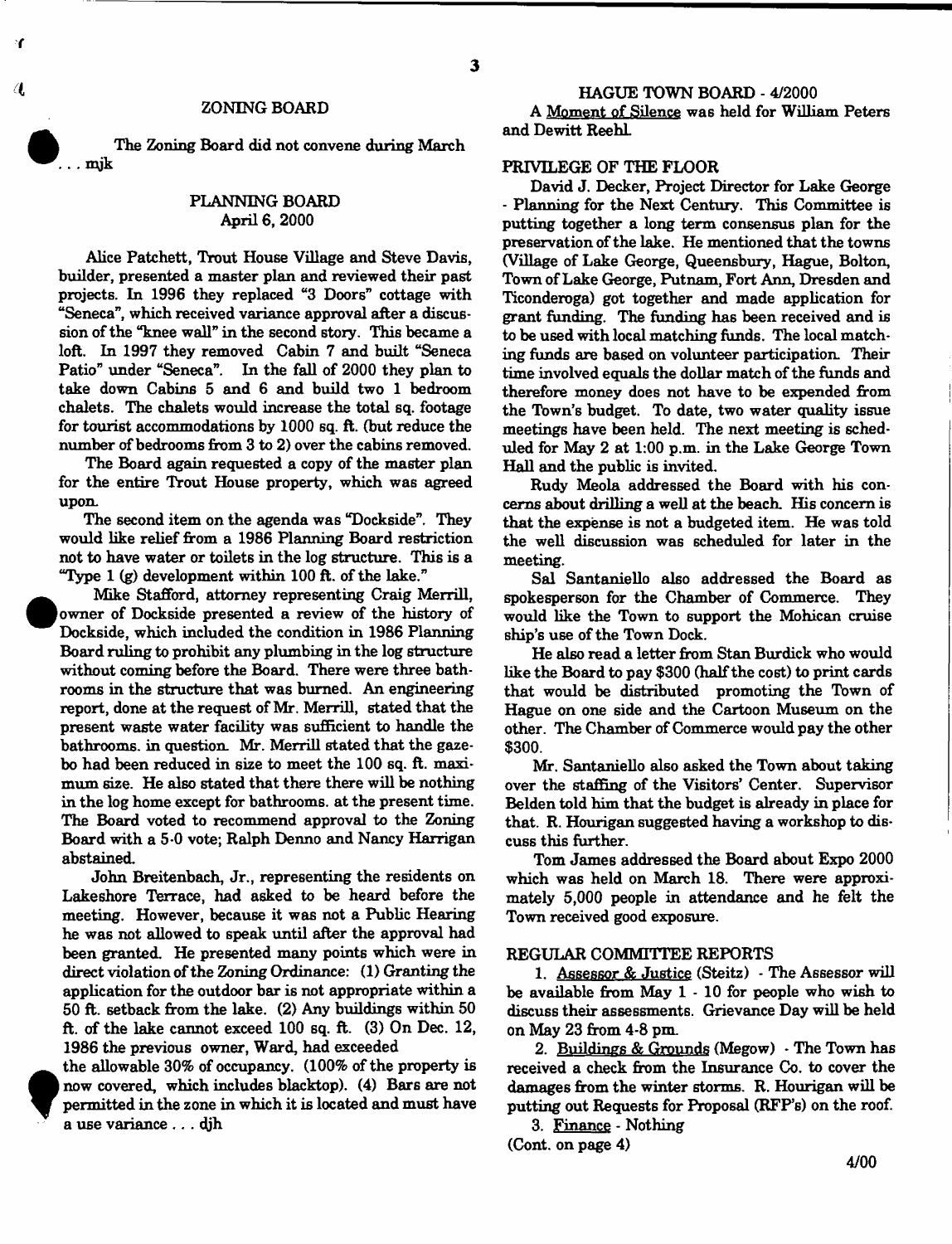## ZONING BOARD

The Zoning Board did not convene during March . . . mjk

## PLANNING BOARD
### April 6, 2000

Alice Patchett, Trout House Village and Steve Davis, builder, presented a master plan and reviewed their past projects. In 1996 they replaced "3 Doors" cottage with "Seneca", which received variance approval after a discussion of the "knee wall" in the second story. This became a loft. In 1997 they removed Cabin 7 and built "Seneca Patio" under "Seneca". In the fall of 2000 they plan to take down Cabins 5 and 6 and build two 1 bedroom chalets. The chalets would increase the total sq. footage for tourist accommodations by 1000 sq. ft. (but reduce the number of bedrooms from 3 to 2) over the cabins removed.

The Board again requested a copy of the master plan for the entire Trout House property, which was agreed upon.

The second item on the agenda was "Dockside". They would like relief from a 1986 Planning Board restriction not to have water or toilets in the log structure. This is a "Type 1 (g) development within 100 ft. of the lake."

Mike Stafford, attorney representing Craig Merrill, owner of Dockside presented a review of the history of Dockside, which included the condition in 1986 Planning Board ruling to prohibit any plumbing in the log structure without coming before the Board. There were three bathrooms in the structure that was burned. An engineering report, done at the request of Mr. Merrill, stated that the present waste water facility was sufficient to handle the bathrooms. in question. Mr. Merrill stated that the gazebo had been reduced in size to meet the 100 sq. ft. maximum size. He also stated that there there will be nothing in the log home except for bathrooms. at the present time. The Board voted to recommend approval to the Zoning Board with a 5-0 vote; Ralph Denno and Nancy Harrigan abstained.

John Breitenbach, Jr., representing the residents on Lakeshore Terrace, had asked to be heard before the meeting. However, because it was not a Public Hearing he was not allowed to speak until after the approval had been granted. He presented many points which were in direct violation of the Zoning Ordinance: (1) Granting the application for the outdoor bar is not appropriate within a 50 ft. setback from the lake. (2) Any buildings within 50 ft. of the lake cannot exceed 100 sq. ft. (3) On Dec. 12, 1986 the previous owner, Ward, had exceeded the allowable 30% of occupancy. (100% of the property is now covered, which includes blacktop). (4) Bars are not permitted in the zone in which it is located and must have a use variance . . . djh

## HAGUE TOWN BOARD - 4/2000

A Moment of Silence was held for William Peters and Dewitt Reehl.

### PRIVILEGE OF THE FLOOR

David J. Decker, Project Director for Lake George - Planning for the Next Century. This Committee is putting together a long term consensus plan for the preservation of the lake. He mentioned that the towns (Village of Lake George, Queensbury, Hague, Bolton, Town of Lake George, Putnam, Fort Ann, Dresden and Ticonderoga) got together and made application for grant funding. The funding has been received and is to be used with local matching funds. The local matching funds are based on volunteer participation. Their time involved equals the dollar match of the funds and therefore money does not have to be expended from the Town's budget. To date, two water quality issue meetings have been held. The next meeting is scheduled for May 2 at 1:00 p.m. in the Lake George Town Hall and the public is invited.

Rudy Meola addressed the Board with his concerns about drilling a well at the beach. His concern is that the expense is not a budgeted item. He was told the well discussion was scheduled for later in the meeting.

Sal Santaniello also addressed the Board as spokesperson for the Chamber of Commerce. They would like the Town to support the Mohican cruise ship's use of the Town Dock.

He also read a letter from Stan Burdick who would like the Board to pay $300 (half the cost) to print cards that would be distributed promoting the Town of Hague on one side and the Cartoon Museum on the other. The Chamber of Commerce would pay the other $300.

Mr. Santaniello also asked the Town about taking over the staffing of the Visitors' Center. Supervisor Belden told him that the budget is already in place for that. R. Hourigan suggested having a workshop to discuss this further.

Tom James addressed the Board about Expo 2000 which was held on March 18. There were approximately 5,000 people in attendance and he felt the Town received good exposure.

### REGULAR COMMITTEE REPORTS

1. Assessor & Justice (Steitz) - The Assessor will be available from May 1 - 10 for people who wish to discuss their assessments. Grievance Day will be held on May 23 from 4-8 pm.

2. Buildings & Grounds (Megow) - The Town has received a check from the Insurance Co. to cover the damages from the winter storms. R. Hourigan will be putting out Requests for Proposal (RFP's) on the roof.

3. Finance - Nothing

(Cont. on page 4)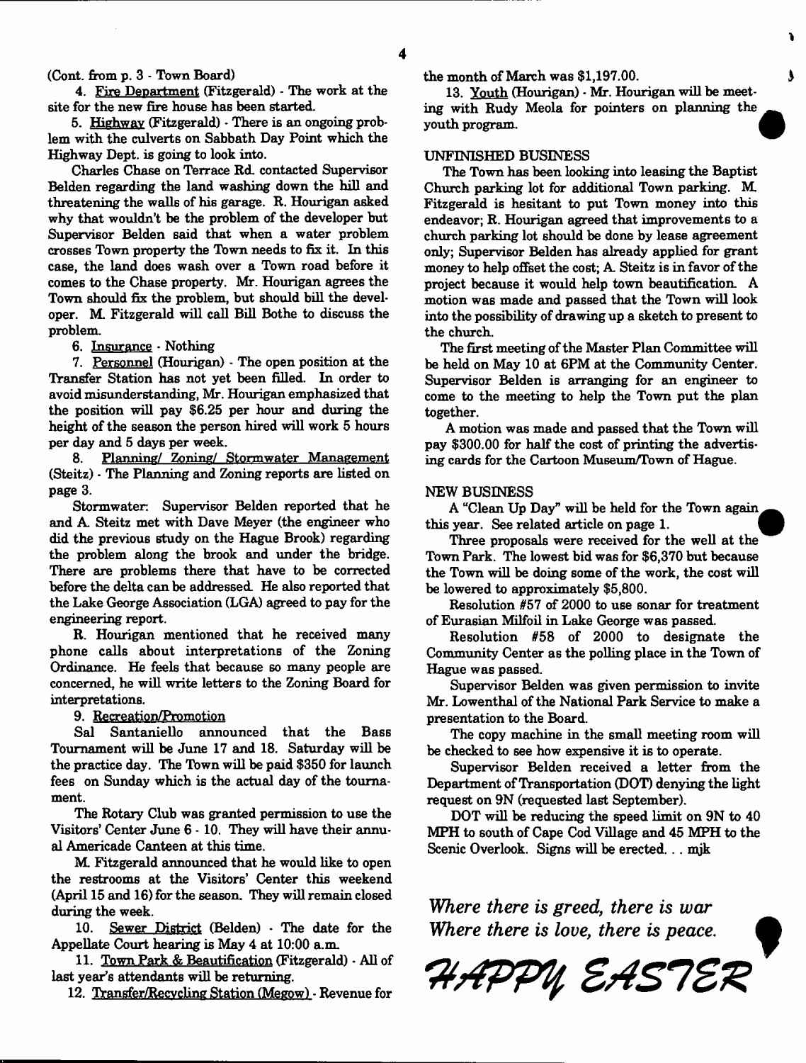(Cont. from p. 3 - Town Board)

4. Fire Department (Fitzgerald) - The work at the site for the new fire house has been started.

5. Highway (Fitzgerald) - There is an ongoing problem with the culverts on Sabbath Day Point which the Highway Dept. is going to look into.

Charles Chase on Terrace Rd. contacted Supervisor Belden regarding the land washing down the hill and threatening the walls of his garage. R. Hourigan asked why that wouldn't be the problem of the developer but Supervisor Belden said that when a water problem crosses Town property the Town needs to fix it. In this case, the land does wash over a Town road before it comes to the Chase property. Mr. Hourigan agrees the Town should fix the problem, but should bill the developer. M. Fitzgerald will call Bill Bothe to discuss the problem.

6. Insurance - Nothing

7. Personnel (Hourigan) - The open position at the Transfer Station has not yet been filled. In order to avoid misunderstanding, Mr. Hourigan emphasized that the position will pay $6.25 per hour and during the height of the season the person hired will work 5 hours per day and 5 days per week.

8. Planning/ Zoning/ Stormwater Management (Steitz) - The Planning and Zoning reports are listed on page 3.

Stormwater: Supervisor Belden reported that he and A. Steitz met with Dave Meyer (the engineer who did the previous study on the Hague Brook) regarding the problem along the brook and under the bridge. There are problems there that have to be corrected before the delta can be addressed. He also reported that the Lake George Association (LGA) agreed to pay for the engineering report.

R. Hourigan mentioned that he received many phone calls about interpretations of the Zoning Ordinance. He feels that because so many people are concerned, he will write letters to the Zoning Board for interpretations.

9. Recreation/Promotion

Sal Santaniello announced that the Bass Tournament will be June 17 and 18. Saturday will be the practice day. The Town will be paid $350 for launch fees on Sunday which is the actual day of the tournament.

The Rotary Club was granted permission to use the Visitors' Center June 6 - 10. They will have their annual Americade Canteen at this time.

M. Fitzgerald announced that he would like to open the restrooms at the Visitors' Center this weekend (April 15 and 16) for the season. They will remain closed during the week.

10. Sewer District (Belden) - The date for the Appellate Court hearing is May 4 at 10:00 a.m.

11. Town Park & Beautification (Fitzgerald) - All of last year's attendants will be returning.

12. Transfer/Recycling Station (Megow) - Revenue for the month of March was $1,197.00.

13. Youth (Hourigan) - Mr. Hourigan will be meeting with Rudy Meola for pointers on planning the youth program.

UNFINISHED BUSINESS

The Town has been looking into leasing the Baptist Church parking lot for additional Town parking. M. Fitzgerald is hesitant to put Town money into this endeavor; R. Hourigan agreed that improvements to a church parking lot should be done by lease agreement only; Supervisor Belden has already applied for grant money to help offset the cost; A. Steitz is in favor of the project because it would help town beautification. A motion was made and passed that the Town will look into the possibility of drawing up a sketch to present to the church.

The first meeting of the Master Plan Committee will be held on May 10 at 6PM at the Community Center. Supervisor Belden is arranging for an engineer to come to the meeting to help the Town put the plan together.

A motion was made and passed that the Town will pay $300.00 for half the cost of printing the advertising cards for the Cartoon Museum/Town of Hague.

NEW BUSINESS

A "Clean Up Day" will be held for the Town again this year. See related article on page 1.

Three proposals were received for the well at the Town Park. The lowest bid was for $6,370 but because the Town will be doing some of the work, the cost will be lowered to approximately $5,800.

Resolution #57 of 2000 to use sonar for treatment of Eurasian Milfoil in Lake George was passed.

Resolution #58 of 2000 to designate the Community Center as the polling place in the Town of Hague was passed.

Supervisor Belden was given permission to invite Mr. Lowenthal of the National Park Service to make a presentation to the Board.

The copy machine in the small meeting room will be checked to see how expensive it is to operate.

Supervisor Belden received a letter from the Department of Transportation (DOT) denying the light request on 9N (requested last September).

DOT will be reducing the speed limit on 9N to 40 MPH to south of Cape Cod Village and 45 MPH to the Scenic Overlook. Signs will be erected. . . mjk

*Where there is greed, there is war*
*Where there is love, there is peace.*

HAPPY EASTER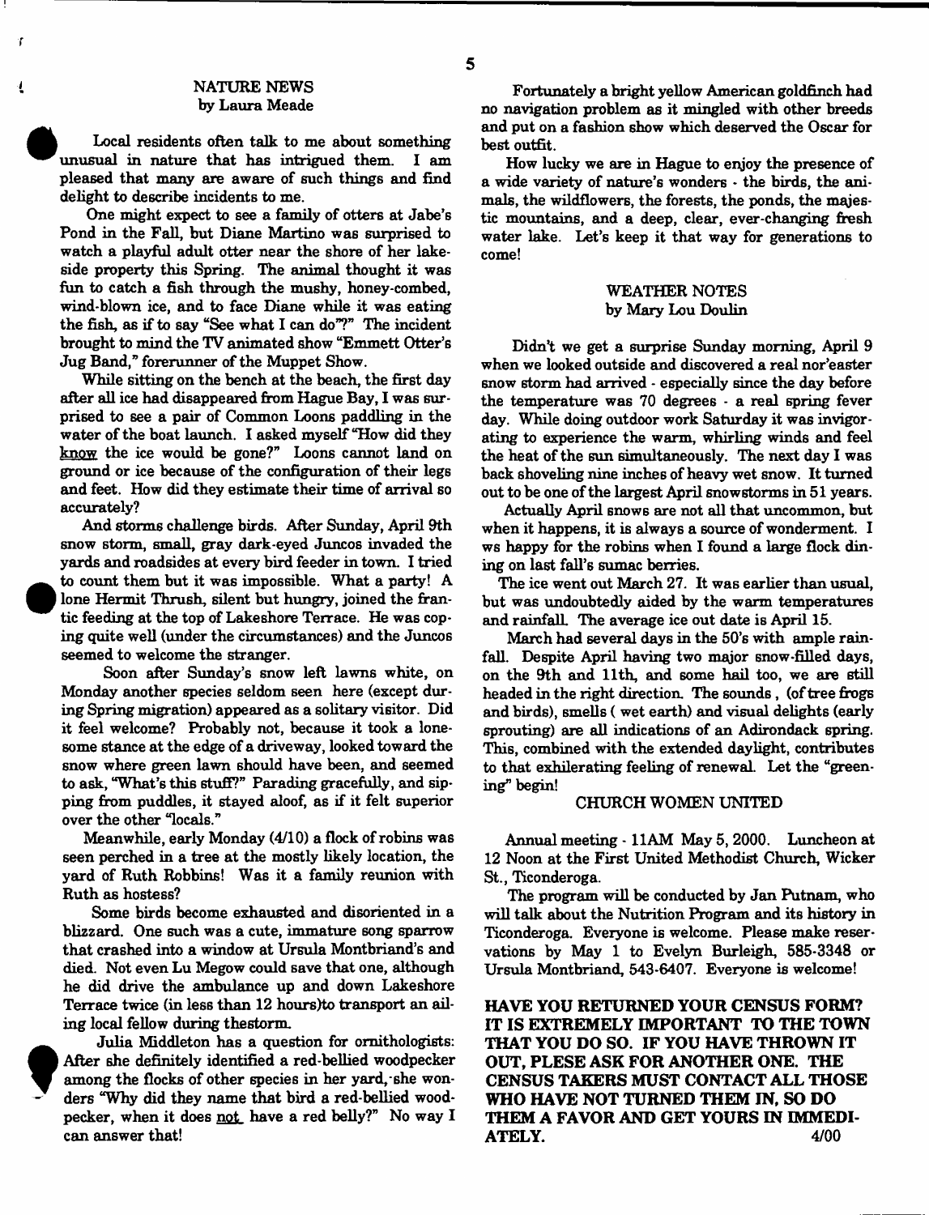## NATURE NEWS
by Laura Meade

Local residents often talk to me about something unusual in nature that has intrigued them. I am pleased that many are aware of such things and find delight to describe incidents to me.

One might expect to see a family of otters at Jabe's Pond in the Fall, but Diane Martino was surprised to watch a playful adult otter near the shore of her lakeside property this Spring. The animal thought it was fun to catch a fish through the mushy, honey-combed, wind-blown ice, and to face Diane while it was eating the fish, as if to say "See what I can do"?" The incident brought to mind the TV animated show "Emmett Otter's Jug Band," forerunner of the Muppet Show.

While sitting on the bench at the beach, the first day after all ice had disappeared from Hague Bay, I was surprised to see a pair of Common Loons paddling in the water of the boat launch. I asked myself "How did they know the ice would be gone?" Loons cannot land on ground or ice because of the configuration of their legs and feet. How did they estimate their time of arrival so accurately?

And storms challenge birds. After Sunday, April 9th snow storm, small, gray dark-eyed Juncos invaded the yards and roadsides at every bird feeder in town. I tried to count them but it was impossible. What a party! A lone Hermit Thrush, silent but hungry, joined the frantic feeding at the top of Lakeshore Terrace. He was coping quite well (under the circumstances) and the Juncos seemed to welcome the stranger.

Soon after Sunday's snow left lawns white, on Monday another species seldom seen here (except during Spring migration) appeared as a solitary visitor. Did it feel welcome? Probably not, because it took a lonesome stance at the edge of a driveway, looked toward the snow where green lawn should have been, and seemed to ask, "What's this stuff?" Parading gracefully, and sipping from puddles, it stayed aloof, as if it felt superior over the other "locals."

Meanwhile, early Monday (4/10) a flock of robins was seen perched in a tree at the mostly likely location, the yard of Ruth Robbins! Was it a family reunion with Ruth as hostess?

Some birds become exhausted and disoriented in a blizzard. One such was a cute, immature song sparrow that crashed into a window at Ursula Montbriand's and died. Not even Lu Megow could save that one, although he did drive the ambulance up and down Lakeshore Terrace twice (in less than 12 hours)to transport an ailing local fellow during thestorm.

Julia Middleton has a question for ornithologists: After she definitely identified a red-bellied woodpecker among the flocks of other species in her yard, she wonders "Why did they name that bird a red-bellied woodpecker, when it does not have a red belly?" No way I can answer that!

Fortunately a bright yellow American goldfinch had no navigation problem as it mingled with other breeds and put on a fashion show which deserved the Oscar for best outfit.

How lucky we are in Hague to enjoy the presence of a wide variety of nature's wonders - the birds, the animals, the wildflowers, the forests, the ponds, the majestic mountains, and a deep, clear, ever-changing fresh water lake. Let's keep it that way for generations to come!

## WEATHER NOTES
by Mary Lou Doulin

Didn't we get a surprise Sunday morning, April 9 when we looked outside and discovered a real nor'easter snow storm had arrived - especially since the day before the temperature was 70 degrees - a real spring fever day. While doing outdoor work Saturday it was invigorating to experience the warm, whirling winds and feel the heat of the sun simultaneously. The next day I was back shoveling nine inches of heavy wet snow. It turned out to be one of the largest April snowstorms in 51 years.

Actually April snows are not all that uncommon, but when it happens, it is always a source of wonderment. I ws happy for the robins when I found a large flock dining on last fall's sumac berries.

The ice went out March 27. It was earlier than usual, but was undoubtedly aided by the warm temperatures and rainfall. The average ice out date is April 15.

March had several days in the 50's with ample rainfall. Despite April having two major snow-filled days, on the 9th and 11th, and some hail too, we are still headed in the right direction. The sounds , (of tree frogs and birds), smells ( wet earth) and visual delights (early sprouting) are all indications of an Adirondack spring. This, combined with the extended daylight, contributes to that exhilerating feeling of renewal. Let the "greening" begin!

## CHURCH WOMEN UNITED

Annual meeting - 11AM May 5, 2000. Luncheon at 12 Noon at the First United Methodist Church, Wicker St., Ticonderoga.

The program will be conducted by Jan Putnam, who will talk about the Nutrition Program and its history in Ticonderoga. Everyone is welcome. Please make reservations by May 1 to Evelyn Burleigh, 585-3348 or Ursula Montbriand, 543-6407. Everyone is welcome!

**HAVE YOU RETURNED YOUR CENSUS FORM? IT IS EXTREMELY IMPORTANT TO THE TOWN THAT YOU DO SO. IF YOU HAVE THROWN IT OUT, PLESE ASK FOR ANOTHER ONE. THE CENSUS TAKERS MUST CONTACT ALL THOSE WHO HAVE NOT TURNED THEM IN, SO DO THEM A FAVOR AND GET YOURS IN IMMEDIATELY.** 4/00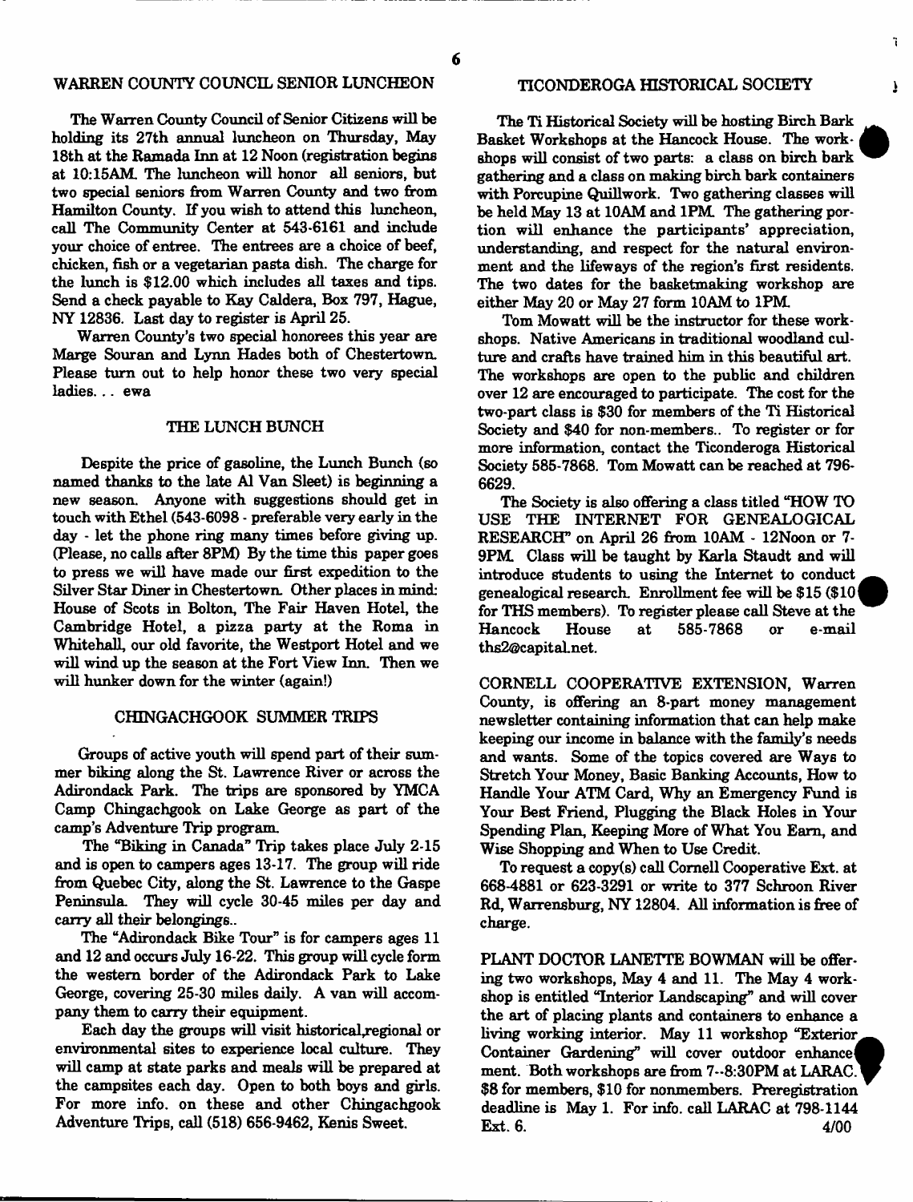## WARREN COUNTY COUNCIL SENIOR LUNCHEON

The Warren County Council of Senior Citizens will be holding its 27th annual luncheon on Thursday, May 18th at the Ramada Inn at 12 Noon (registration begins at 10:15AM. The luncheon will honor all seniors, but two special seniors from Warren County and two from Hamilton County. If you wish to attend this luncheon, call The Community Center at 543-6161 and include your choice of entree. The entrees are a choice of beef, chicken, fish or a vegetarian pasta dish. The charge for the lunch is $12.00 which includes all taxes and tips. Send a check payable to Kay Caldera, Box 797, Hague, NY 12836. Last day to register is April 25.

Warren County's two special honorees this year are Marge Souran and Lynn Hades both of Chestertown. Please turn out to help honor these two very special ladies... ewa

## THE LUNCH BUNCH

Despite the price of gasoline, the Lunch Bunch (so named thanks to the late Al Van Sleet) is beginning a new season. Anyone with suggestions should get in touch with Ethel (543-6098 - preferable very early in the day - let the phone ring many times before giving up. (Please, no calls after 8PM) By the time this paper goes to press we will have made our first expedition to the Silver Star Diner in Chestertown. Other places in mind: House of Scots in Bolton, The Fair Haven Hotel, the Cambridge Hotel, a pizza party at the Roma in Whitehall, our old favorite, the Westport Hotel and we will wind up the season at the Fort View Inn. Then we will hunker down for the winter (again!)

## CHINGACHGOOK SUMMER TRIPS

Groups of active youth will spend part of their summer biking along the St. Lawrence River or across the Adirondack Park. The trips are sponsored by YMCA Camp Chingachgook on Lake George as part of the camp's Adventure Trip program.

The "Biking in Canada" Trip takes place July 2-15 and is open to campers ages 13-17. The group will ride from Quebec City, along the St. Lawrence to the Gaspe Peninsula. They will cycle 30-45 miles per day and carry all their belongings..

The "Adirondack Bike Tour" is for campers ages 11 and 12 and occurs July 16-22. This group will cycle form the western border of the Adirondack Park to Lake George, covering 25-30 miles daily. A van will accompany them to carry their equipment.

Each day the groups will visit historical,regional or environmental sites to experience local culture. They will camp at state parks and meals will be prepared at the campsites each day. Open to both boys and girls. For more info. on these and other Chingachgook Adventure Trips, call (518) 656-9462, Kenis Sweet.

## TICONDEROGA HISTORICAL SOCIETY

The Ti Historical Society will be hosting Birch Bark Basket Workshops at the Hancock House. The workshops will consist of two parts: a class on birch bark gathering and a class on making birch bark containers with Porcupine Quillwork. Two gathering classes will be held May 13 at 10AM and 1PM. The gathering portion will enhance the participants' appreciation, understanding, and respect for the natural environment and the lifeways of the region's first residents. The two dates for the basketmaking workshop are either May 20 or May 27 form 10AM to 1PM.

Tom Mowatt will be the instructor for these workshops. Native Americans in traditional woodland culture and crafts have trained him in this beautiful art. The workshops are open to the public and children over 12 are encouraged to participate. The cost for the two-part class is $30 for members of the Ti Historical Society and $40 for non-members.. To register or for more information, contact the Ticonderoga Historical Society 585-7868. Tom Mowatt can be reached at 796-6629.

The Society is also offering a class titled "HOW TO USE THE INTERNET FOR GENEALOGICAL RESEARCH" on April 26 from 10AM - 12Noon or 7-9PM. Class will be taught by Karla Staudt and will introduce students to using the Internet to conduct genealogical research. Enrollment fee will be $15 ($10 for THS members). To register please call Steve at the Hancock House at 585-7868 or e-mail ths2@capital.net.

CORNELL COOPERATIVE EXTENSION, Warren County, is offering an 8-part money management newsletter containing information that can help make keeping our income in balance with the family's needs and wants. Some of the topics covered are Ways to Stretch Your Money, Basic Banking Accounts, How to Handle Your ATM Card, Why an Emergency Fund is Your Best Friend, Plugging the Black Holes in Your Spending Plan, Keeping More of What You Earn, and Wise Shopping and When to Use Credit.

To request a copy(s) call Cornell Cooperative Ext. at 668-4881 or 623-3291 or write to 377 Schroon River Rd, Warrensburg, NY 12804. All information is free of charge.

PLANT DOCTOR LANETTE BOWMAN will be offering two workshops, May 4 and 11. The May 4 workshop is entitled "Interior Landscaping" and will cover the art of placing plants and containers to enhance a living working interior. May 11 workshop "Exterior Container Gardening" will cover outdoor enhancement. Both workshops are from 7--8:30PM at LARAC. $8 for members, $10 for nonmembers. Preregistration deadline is May 1. For info. call LARAC at 798-1144 Ext. 6.

4/00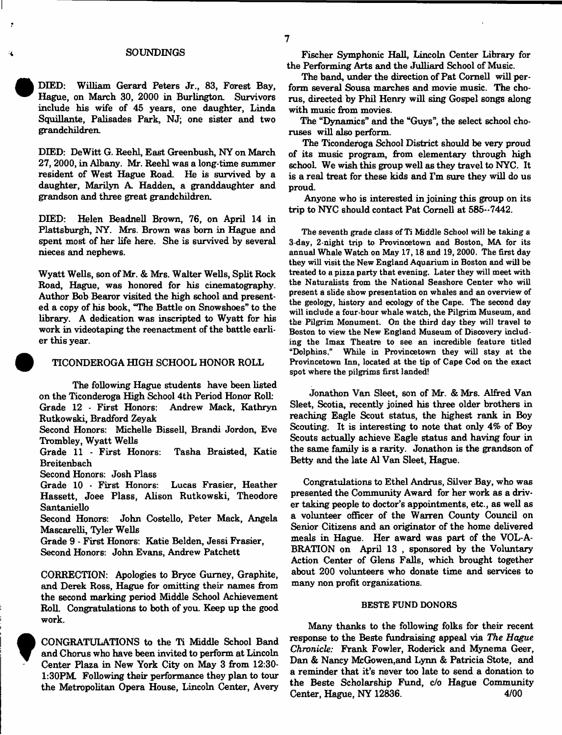## SOUNDINGS

DIED: William Gerard Peters Jr., 83, Forest Bay, Hague, on March 30, 2000 in Burlington. Survivors include his wife of 45 years, one daughter, Linda Squillante, Palisades Park, NJ; one sister and two grandchildren.

DIED: DeWitt G. Reehl, East Greenbush, NY on March 27, 2000, in Albany. Mr. Reehl was a long-time summer resident of West Hague Road. He is survived by a daughter, Marilyn A. Hadden, a granddaughter and grandson and three great grandchildren.

DIED: Helen Beadnell Brown, 76, on April 14 in Plattsburgh, NY. Mrs. Brown was born in Hague and spent most of her life here. She is survived by several nieces and nephews.

Wyatt Wells, son of Mr. & Mrs. Walter Wells, Split Rock Road, Hague, was honored for his cinematography. Author Bob Bearor visited the high school and presented a copy of his book, "The Battle on Snowshoes" to the library. A dedication was inscripted to Wyatt for his work in videotaping the reenactment of the battle earlier this year.

### TICONDEROGA HIGH SCHOOL HONOR ROLL

The following Hague students have been listed on the Ticonderoga High School 4th Period Honor Roll:

Grade 12 - First Honors: Andrew Mack, Kathryn Rutkowski, Bradford Zeyak

Second Honors: Michelle Bissell, Brandi Jordon, Eve Trombley, Wyatt Wells

Grade 11 - First Honors: Tasha Braisted, Katie Breitenbach

Second Honors: Josh Plass

Grade 10 - First Honors: Lucas Frasier, Heather Hassett, Joee Plass, Alison Rutkowski, Theodore Santaniello

Second Honors: John Costello, Peter Mack, Angela Mascarelli, Tyler Wells

Grade 9 - First Honors: Katie Belden, Jessi Frasier,

Second Honors: John Evans, Andrew Patchett

CORRECTION: Apologies to Bryce Gurney, Graphite, and Derek Ross, Hague for omitting their names from the second marking period Middle School Achievement Roll. Congratulations to both of you. Keep up the good work.

CONGRATULATIONS to the Ti Middle School Band and Chorus who have been invited to perform at Lincoln Center Plaza in New York City on May 3 from 12:30-1:30PM. Following their performance they plan to tour the Metropolitan Opera House, Lincoln Center, Avery Fischer Symphonic Hall, Lincoln Center Library for the Performing Arts and the Julliard School of Music.

The band, under the direction of Pat Cornell will perform several Sousa marches and movie music. The chorus, directed by Phil Henry will sing Gospel songs along with music from movies.

The "Dynamics" and the "Guys", the select school choruses will also perform.

The Ticonderoga School District should be very proud of its music program, from elementary through high school. We wish this group well as they travel to NYC. It is a real treat for these kids and I'm sure they will do us proud.

Anyone who is interested in joining this group on its trip to NYC should contact Pat Cornell at 585--7442.

The seventh grade class of Ti Middle School will be taking a 3-day, 2-night trip to Provincetown and Boston, MA for its annual Whale Watch on May 17, 18 and 19, 2000. The first day they will visit the New England Aquarium in Boston and will be treated to a pizza party that evening. Later they will meet with the Naturalists from the National Seashore Center who will present a slide show presentation on whales and an overview of the geology, history and ecology of the Cape. The second day will include a four-hour whale watch, the Pilgrim Museum, and the Pilgrim Monument. On the third day they will travel to Boston to view the New England Museum of Discovery including the Imax Theatre to see an incredible feature titled "Dolphins." While in Provincetown they will stay at the Provincetown Inn, located at the tip of Cape Cod on the exact spot where the pilgrims first landed!

Jonathon Van Sleet, son of Mr. & Mrs. Alfred Van Sleet, Scotia, recently joined his three older brothers in reaching Eagle Scout status, the highest rank in Boy Scouting. It is interesting to note that only 4% of Boy Scouts actually achieve Eagle status and having four in the same family is a rarity. Jonathon is the grandson of Betty and the late Al Van Sleet, Hague.

Congratulations to Ethel Andrus, Silver Bay, who was presented the Community Award for her work as a driver taking people to doctor's appointments, etc., as well as a volunteer officer of the Warren County Council on Senior Citizens and an originator of the home delivered meals in Hague. Her award was part of the VOL-A-BRATION on April 13 , sponsored by the Voluntary Action Center of Glens Falls, which brought together about 200 volunteers who donate time and services to many non profit organizations.

### BESTE FUND DONORS

Many thanks to the following folks for their recent response to the Beste fundraising appeal via *The Hague Chronicle:* Frank Fowler, Roderick and Mynema Geer, Dan & Nancy McGowen,and Lynn & Patricia Stote, and a reminder that it's never too late to send a donation to the Beste Scholarship Fund, c/o Hague Community Center, Hague, NY 12836. 4/00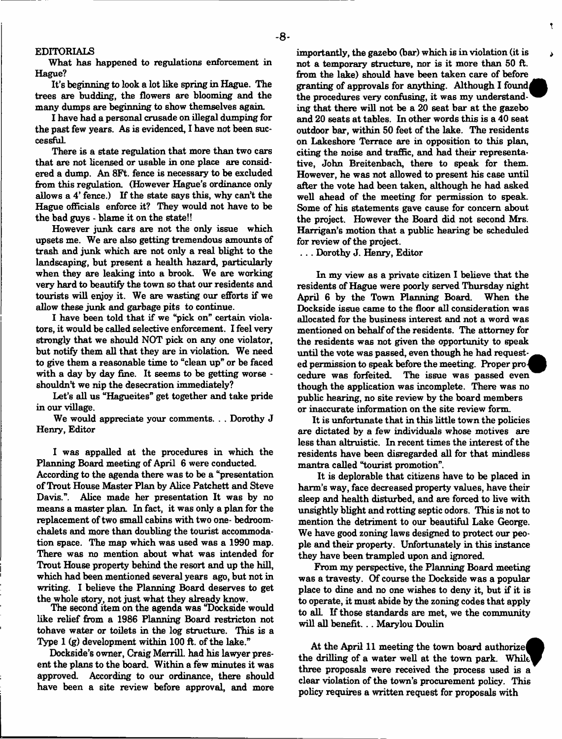## EDITORIALS

What has happened to regulations enforcement in Hague?

It's beginning to look a lot like spring in Hague. The trees are budding, the flowers are blooming and the many dumps are beginning to show themselves again.

I have had a personal crusade on illegal dumping for the past few years. As is evidenced, I have not been successful.

There is a state regulation that more than two cars that are not licensed or usable in one place are considered a dump. An 8Ft. fence is necessary to be excluded from this regulation. (However Hague's ordinance only allows a 4' fence.) If the state says this, why can't the Hague officials enforce it? They would not have to be the bad guys - blame it on the state!!

However junk cars are not the only issue which upsets me. We are also getting tremendous amounts of trash and junk which are not only a real blight to the landscaping, but present a health hazard, particularly when they are leaking into a brook. We are working very hard to beautify the town so that our residents and tourists will enjoy it. We are wasting our efforts if we allow these junk and garbage pits to continue.

I have been told that if we "pick on" certain violators, it would be called selective enforcement. I feel very strongly that we should NOT pick on any one violator, but notify them all that they are in violation. We need to give them a reasonable time to "clean up" or be faced with a day by day fine. It seems to be getting worse - shouldn't we nip the desecration immediately?

Let's all us "Hagueites" get together and take pride in our village.

We would appreciate your comments. . . Dorothy J Henry, Editor

I was appalled at the procedures in which the Planning Board meeting of April 6 were conducted. According to the agenda there was to be a "presentation of Trout House Master Plan by Alice Patchett and Steve Davis.". Alice made her presentation It was by no means a master plan. In fact, it was only a plan for the replacement of two small cabins with two one- bedroom-chalets and more than doubling the tourist accommodation space. The map which was used was a 1990 map. There was no mention about what was intended for Trout House property behind the resort and up the hill, which had been mentioned several years ago, but not in writing. I believe the Planning Board deserves to get the whole story, not just what they already know.

The second item on the agenda was "Dockside would like relief from a 1986 Planning Board restricton not tohave water or toilets in the log structure. This is a Type 1 (g) development within 100 ft. of the lake."

Dockside's owner, Craig Merrill. had his lawyer present the plans to the board. Within a few minutes it was approved. According to our ordinance, there should have been a site review before approval, and more importantly, the gazebo (bar) which is in violation (it is not a temporary structure, nor is it more than 50 ft. from the lake) should have been taken care of before granting of approvals for anything. Although I found the procedures very confusing, it was my understanding that there will not be a 20 seat bar at the gazebo and 20 seats at tables. In other words this is a 40 seat outdoor bar, within 50 feet of the lake. The residents on Lakeshore Terrace are in opposition to this plan, citing the noise and traffic, and had their representative, John Breitenbach, there to speak for them. However, he was not allowed to present his case until after the vote had been taken, although he had asked well ahead of the meeting for permission to speak. Some of his statements gave cause for concern about the project. However the Board did not second Mrs. Harrigan's motion that a public hearing be scheduled for review of the project.

. . . Dorothy J. Henry, Editor

In my view as a private citizen I believe that the residents of Hague were poorly served Thursday night April 6 by the Town Planning Board. When the Dockside issue came to the floor all consideration was allocated for the business interest and not a word was mentioned on behalf of the residents. The attorney for the residents was not given the opportunity to speak until the vote was passed, even though he had requested permission to speak before the meeting. Proper procedure was forfeited. The issue was passed even though the application was incomplete. There was no public hearing, no site review by the board members or inaccurate information on the site review form.

It is unfortunate that in this little town the policies are dictated by a few individuals whose motives are less than altruistic. In recent times the interest of the residents have been disregarded all for that mindless mantra called "tourist promotion".

It is deplorable that citizens have to be placed in harm's way, face decreased property values, have their sleep and health disturbed, and are forced to live with unsightly blight and rotting septic odors. This is not to mention the detriment to our beautiful Lake George. We have good zoning laws designed to protect our people and their property. Unfortunately in this instance they have been trampled upon and ignored.

From my perspective, the Planning Board meeting was a travesty. Of course the Dockside was a popular place to dine and no one wishes to deny it, but if it is to operate, it must abide by the zoning codes that apply to all. If those standards are met, we the community will all benefit. . . Marylou Doulin

At the April 11 meeting the town board authorized the drilling of a water well at the town park. While three proposals were received the process used is a clear violation of the town's procurement policy. This policy requires a written request for proposals with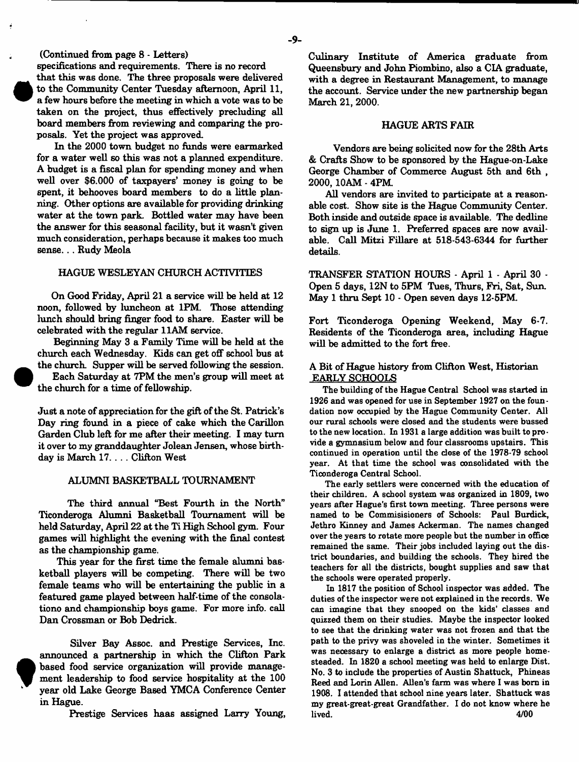(Continued from page 8 - Letters)

specifications and requirements. There is no record that this was done. The three proposals were delivered to the Community Center Tuesday afternoon, April 11, a few hours before the meeting in which a vote was to be taken on the project, thus effectively precluding all board members from reviewing and comparing the proposals. Yet the project was approved.

In the 2000 town budget no funds were earmarked for a water well so this was not a planned expenditure. A budget is a fiscal plan for spending money and when well over $6.000 of taxpayers' money is going to be spent, it behooves board members to do a little planning. Other options are available for providing drinking water at the town park. Bottled water may have been the answer for this seasonal facility, but it wasn't given much consideration, perhaps because it makes too much sense. . . Rudy Meola

## HAGUE WESLEYAN CHURCH ACTIVITIES

On Good Friday, April 21 a service will be held at 12 noon, followed by luncheon at 1PM. Those attending lunch should bring finger food to share. Easter will be celebrated with the regular 11AM service.

Beginning May 3 a Family Time will be held at the church each Wednesday. Kids can get off school bus at the church. Supper will be served following the session.

Each Saturday at 7PM the men's group will meet at the church for a time of fellowship.

Just a note of appreciation for the gift of the St. Patrick's Day ring found in a piece of cake which the Carillon Garden Club left for me after their meeting. I may turn it over to my granddaughter Jolean Jensen, whose birthday is March 17. . . . Clifton West

## ALUMNI BASKETBALL TOURNAMENT

The third annual "Best Fourth in the North" Ticonderoga Alumni Basketball Tournament will be held Saturday, April 22 at the Ti High School gym. Four games will highlight the evening with the final contest as the championship game.

This year for the first time the female alumni basketball players will be competing. There will be two female teams who will be entertaining the public in a featured game played between half-time of the consolationo and championship boys game. For more info. call Dan Crossman or Bob Dedrick.

Silver Bay Assoc. and Prestige Services, Inc. announced a partnership in which the Clifton Park based food service organization will provide management leadership to food service hospitality at the 100 year old Lake George Based YMCA Conference Center in Hague.

Prestige Services haas assigned Larry Young, Culinary Institute of America graduate from Queensbury and John Piombino, also a CIA graduate, with a degree in Restaurant Management, to manage the account. Service under the new partnership began March 21, 2000.

## HAGUE ARTS FAIR

Vendors are being solicited now for the 28th Arts & Crafts Show to be sponsored by the Hague-on-Lake George Chamber of Commerce August 5th and 6th, 2000, 10AM - 4PM.

All vendors are invited to participate at a reasonable cost. Show site is the Hague Community Center. Both inside and outside space is available. The dedline to sign up is June 1. Preferred spaces are now available. Call Mitzi Fillare at 518-543-6344 for further details.

TRANSFER STATION HOURS - April 1 - April 30 - Open 5 days, 12N to 5PM Tues, Thurs, Fri, Sat, Sun. May 1 thru Sept 10 - Open seven days 12-5PM.

Fort Ticonderoga Opening Weekend, May 6-7. Residents of the Ticonderoga area, including Hague will be admitted to the fort free.

A Bit of Hague history from Clifton West, Historian

## EARLY SCHOOLS

The building of the Hague Central School was started in 1926 and was opened for use in September 1927 on the foundation now occupied by the Hague Community Center. All our rural schools were closed and the students were bussed to the new location. In 1931 a large addition was built to provide a gymnasium below and four classrooms upstairs. This continued in operation until the close of the 1978-79 school year. At that time the school was consolidated with the Ticonderoga Central School.

The early settlers were concerned with the education of their children. A school system was organized in 1809, two years after Hague's first town meeting. Three persons were named to be Commisisioners of Schools: Paul Burdick, Jethro Kinney and James Ackerman. The names changed over the years to rotate more people but the number in office remained the same. Their jobs included laying out the district boundaries, and building the schools. They hired the teachers for all the districts, bought supplies and saw that the schools were operated properly.

In 1817 the position of School inspector was added. The duties of the inspector were not explained in the records. We can imagine that they snooped on the kids' classes and quizzed them on their studies. Maybe the inspector looked to see that the drinking water was not frozen and that the path to the privy was shoveled in the winter. Sometimes it was necessary to enlarge a district as more people homesteaded. In 1820 a school meeting was held to enlarge Dist. No. 3 to include the properties of Austin Shattuck, Phineas Reed and Lorin Allen. Allen's farm was where I was born in 1908. I attended that school nine years later. Shattuck was my great-great-great Grandfather. I do not know where he lived. 4/00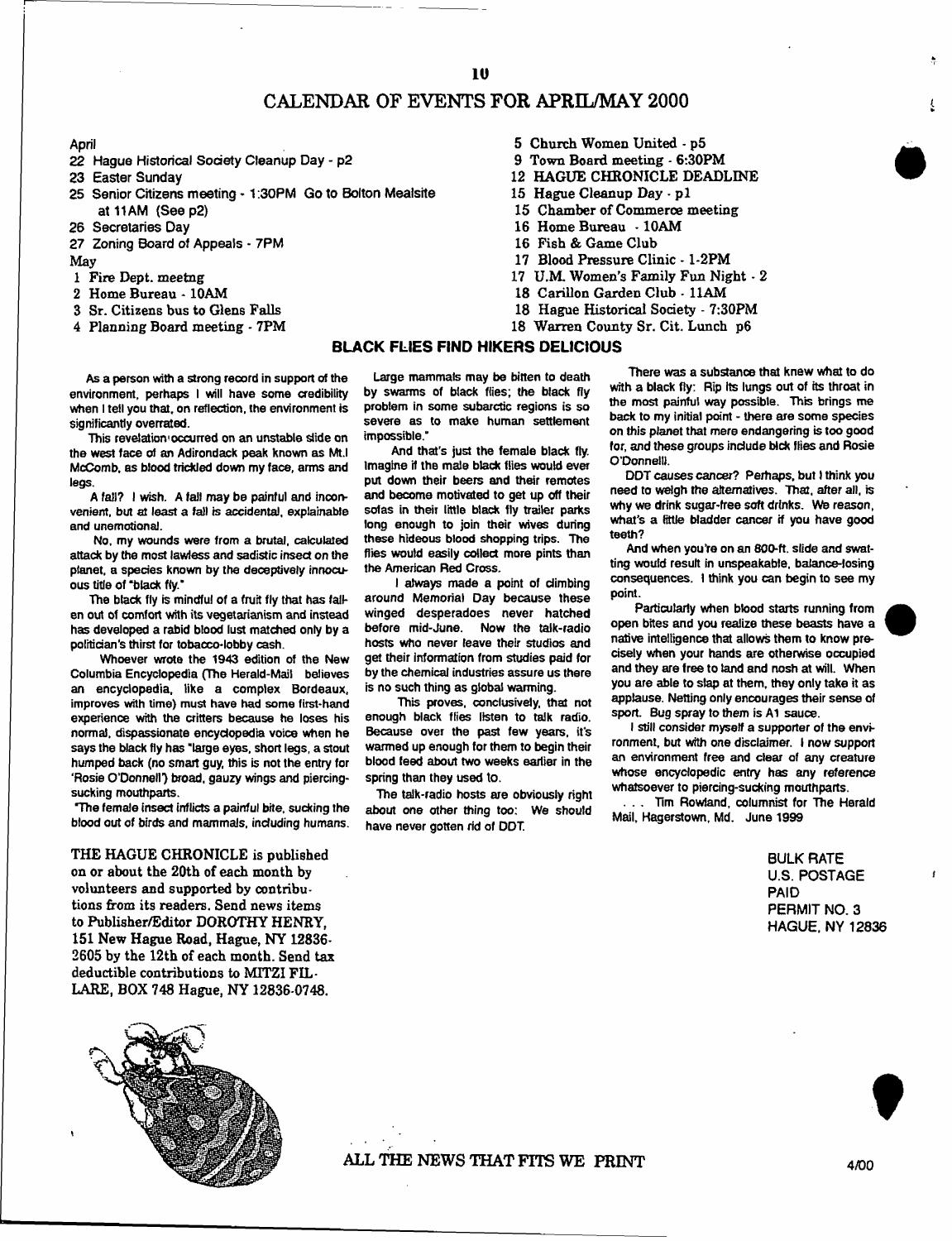# CALENDAR OF EVENTS FOR APRIL/MAY 2000

April

- 22 Hague Historical Society Cleanup Day - p2
- 23 Easter Sunday
- 25 Senior Citizens meeting - 1:30PM Go to Bolton Mealsite at 11AM (See p2)
- 26 Secretaries Day
- 27 Zoning Board of Appeals - 7PM

May

- 1 Fire Dept. meetng
- 2 Home Bureau - 10AM
- 3 Sr. Citizens bus to Glens Falls
- 4 Planning Board meeting - 7PM
- 5 Church Women United - p5
- 9 Town Board meeting - 6:30PM
- 12 HAGUE CHRONICLE DEADLINE
- 15 Hague Cleanup Day - p1
- 15 Chamber of Commerce meeting
- 16 Home Bureau - 10AM
- 16 Fish & Game Club
- 17 Blood Pressure Clinic - 1-2PM
- 17 U.M. Women's Family Fun Night - 2
- 18 Carillon Garden Club - 11AM
- 18 Hague Historical Society - 7:30PM
- 18 Warren County Sr. Cit. Lunch p6

## BLACK FLIES FIND HIKERS DELICIOUS

As a person with a strong record in support of the environment, perhaps I will have some credibility when I tell you that, on reflection, the environment is significantly overrated.

This revelation occurred on an unstable slide on the west face of an Adirondack peak known as Mt.I McComb, as blood trickled down my face, arms and legs.

A fall? I wish. A fall may be painful and inconvenient, but at least a fall is accidental, explainable and unemotional.

No, my wounds were from a brutal, calculated attack by the most lawless and sadistic insect on the planet, a species known by the deceptively innocuous title of "black fly."

The black fly is mindful of a fruit fly that has fallen out of comfort with its vegetarianism and instead has developed a rabid blood lust matched only by a politician's thirst for tobacco-lobby cash.

Whoever wrote the 1943 edition of the New Columbia Encyclopedia (The Herald-Mail believes an encyclopedia, like a complex Bordeaux, improves with time) must have had some first-hand experience with the critters because he loses his normal, dispassionate encyclopedia voice when he says the black fly has "large eyes, short legs, a stout humped back (no smart guy, this is not the entry for 'Rosie O'Donnell') broad, gauzy wings and piercing-sucking mouthparts.

"The female insect inflicts a painful bite, sucking the blood out of birds and mammals, including humans. Large mammals may be bitten to death by swarms of black flies; the black fly problem in some subarctic regions is so severe as to make human settlement impossible."

And that's just the female black fly. Imagine if the male black flies would ever put down their beers and their remotes and become motivated to get up off their sofas in their little black fly trailer parks long enough to join their wives during these hideous blood shopping trips. The flies would easily collect more pints than the American Red Cross.

I always made a point of climbing around Memorial Day because these winged desperadoes never hatched before mid-June. Now the talk-radio hosts who never leave their studios and get their information from studies paid for by the chemical industries assure us there is no such thing as global warming.

This proves, conclusively, that not enough black flies listen to talk radio. Because over the past few years, it's warmed up enough for them to begin their blood feed about two weeks earlier in the spring than they used to.

The talk-radio hosts are obviously right about one other thing too: We should have never gotten rid of DDT.

There was a substance that knew what to do with a black fly: Rip its lungs out of its throat in the most painful way possible. This brings me back to my initial point - there are some species on this planet that mere endangering is too good for, and these groups include blck flies and Rosie O'Donnell.

DDT causes cancer? Perhaps, but I think you need to weigh the alternatives. That, after all, is why we drink sugar-free soft drinks. We reason, what's a little bladder cancer if you have good teeth?

And when you're on an 800-ft. slide and swatting would result in unspeakable, balance-losing consequences. I think you can begin to see my point.

Particularly when blood starts running from open bites and you realize these beasts have a native intelligence that allows them to know precisely when your hands are otherwise occupied and they are free to land and nosh at will. When you are able to slap at them, they only take it as applause. Netting only encourages their sense of sport. Bug spray to them is A1 sauce.

I still consider myself a supporter of the environment, but with one disclaimer. I now support an environment free and clear of any creature whose encyclopedic entry has any reference whatsoever to piercing-sucking mouthparts.

. . . Tim Rowland, columnist for The Herald Mail, Hagerstown, Md. June 1999

THE HAGUE CHRONICLE is published on or about the 20th of each month by volunteers and supported by contributions from its readers. Send news items to Publisher/Editor DOROTHY HENRY, 151 New Hague Road, Hague, NY 12836-2605 by the 12th of each month. Send tax deductible contributions to MITZI FILLARE, BOX 748 Hague, NY 12836-0748.

BULK RATE
U.S. POSTAGE
PAID
PERMIT NO. 3
HAGUE, NY 12836

ALL THE NEWS THAT FITS WE PRINT

4/00